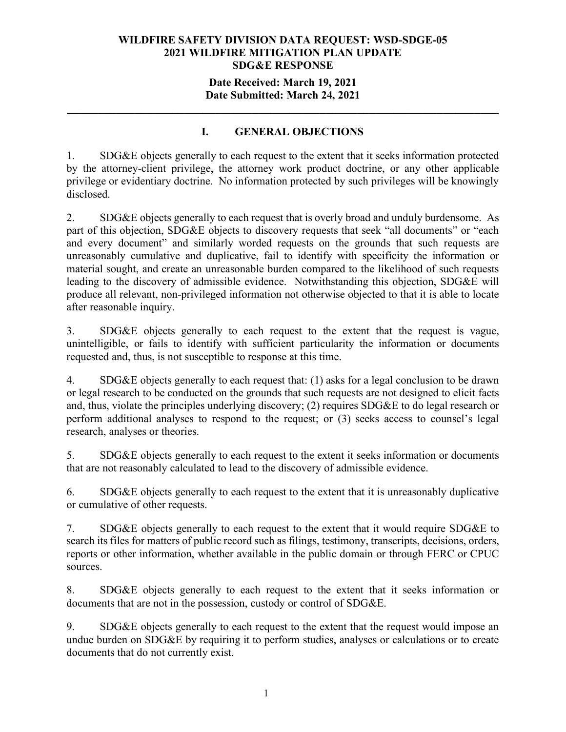**WILDFIRE SAFETY DIVISION DATA REQUEST: WSD-SDGE-05**
**2021 WILDFIRE MITIGATION PLAN UPDATE**
**SDG&E RESPONSE**

**Date Received: March 19, 2021**
**Date Submitted: March 24, 2021**

---

## I. GENERAL OBJECTIONS

1. SDG&E objects generally to each request to the extent that it seeks information protected by the attorney-client privilege, the attorney work product doctrine, or any other applicable privilege or evidentiary doctrine. No information protected by such privileges will be knowingly disclosed.

2. SDG&E objects generally to each request that is overly broad and unduly burdensome. As part of this objection, SDG&E objects to discovery requests that seek "all documents" or "each and every document" and similarly worded requests on the grounds that such requests are unreasonably cumulative and duplicative, fail to identify with specificity the information or material sought, and create an unreasonable burden compared to the likelihood of such requests leading to the discovery of admissible evidence. Notwithstanding this objection, SDG&E will produce all relevant, non-privileged information not otherwise objected to that it is able to locate after reasonable inquiry.

3. SDG&E objects generally to each request to the extent that the request is vague, unintelligible, or fails to identify with sufficient particularity the information or documents requested and, thus, is not susceptible to response at this time.

4. SDG&E objects generally to each request that: (1) asks for a legal conclusion to be drawn or legal research to be conducted on the grounds that such requests are not designed to elicit facts and, thus, violate the principles underlying discovery; (2) requires SDG&E to do legal research or perform additional analyses to respond to the request; or (3) seeks access to counsel's legal research, analyses or theories.

5. SDG&E objects generally to each request to the extent it seeks information or documents that are not reasonably calculated to lead to the discovery of admissible evidence.

6. SDG&E objects generally to each request to the extent that it is unreasonably duplicative or cumulative of other requests.

7. SDG&E objects generally to each request to the extent that it would require SDG&E to search its files for matters of public record such as filings, testimony, transcripts, decisions, orders, reports or other information, whether available in the public domain or through FERC or CPUC sources.

8. SDG&E objects generally to each request to the extent that it seeks information or documents that are not in the possession, custody or control of SDG&E.

9. SDG&E objects generally to each request to the extent that the request would impose an undue burden on SDG&E by requiring it to perform studies, analyses or calculations or to create documents that do not currently exist.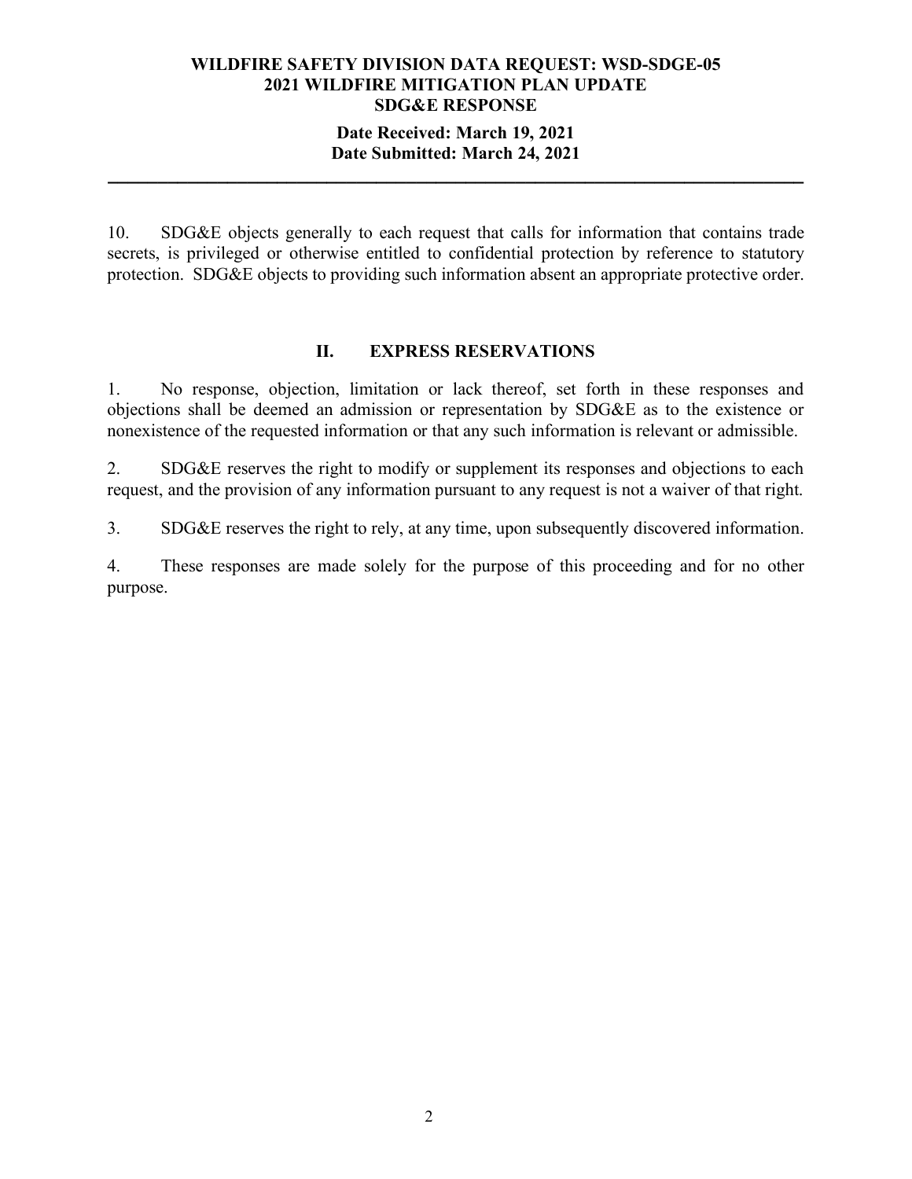10. SDG&E objects generally to each request that calls for information that contains trade secrets, is privileged or otherwise entitled to confidential protection by reference to statutory protection. SDG&E objects to providing such information absent an appropriate protective order.

## II. EXPRESS RESERVATIONS

1. No response, objection, limitation or lack thereof, set forth in these responses and objections shall be deemed an admission or representation by SDG&E as to the existence or nonexistence of the requested information or that any such information is relevant or admissible.

2. SDG&E reserves the right to modify or supplement its responses and objections to each request, and the provision of any information pursuant to any request is not a waiver of that right.

3. SDG&E reserves the right to rely, at any time, upon subsequently discovered information.

4. These responses are made solely for the purpose of this proceeding and for no other purpose.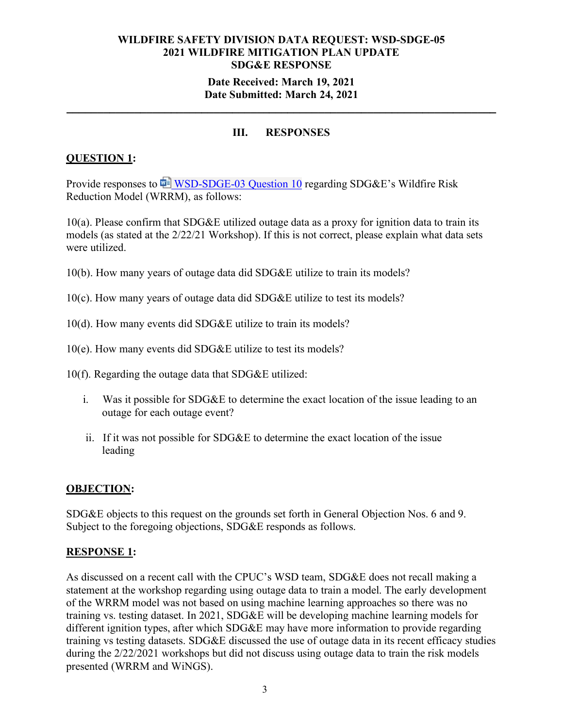**WILDFIRE SAFETY DIVISION DATA REQUEST: WSD-SDGE-05**
**2021 WILDFIRE MITIGATION PLAN UPDATE**
**SDG&E RESPONSE**

**Date Received: March 19, 2021**
**Date Submitted: March 24, 2021**

---

## III. RESPONSES

**QUESTION 1:**

Provide responses to WSD-SDGE-03 Question 10 regarding SDG&E's Wildfire Risk Reduction Model (WRRM), as follows:

10(a). Please confirm that SDG&E utilized outage data as a proxy for ignition data to train its models (as stated at the 2/22/21 Workshop). If this is not correct, please explain what data sets were utilized.

10(b). How many years of outage data did SDG&E utilize to train its models?

10(c). How many years of outage data did SDG&E utilize to test its models?

10(d). How many events did SDG&E utilize to train its models?

10(e). How many events did SDG&E utilize to test its models?

10(f). Regarding the outage data that SDG&E utilized:

i. Was it possible for SDG&E to determine the exact location of the issue leading to an outage for each outage event?

ii. If it was not possible for SDG&E to determine the exact location of the issue leading

**OBJECTION:**

SDG&E objects to this request on the grounds set forth in General Objection Nos. 6 and 9. Subject to the foregoing objections, SDG&E responds as follows.

**RESPONSE 1:**

As discussed on a recent call with the CPUC's WSD team, SDG&E does not recall making a statement at the workshop regarding using outage data to train a model. The early development of the WRRM model was not based on using machine learning approaches so there was no training vs. testing dataset. In 2021, SDG&E will be developing machine learning models for different ignition types, after which SDG&E may have more information to provide regarding training vs testing datasets. SDG&E discussed the use of outage data in its recent efficacy studies during the 2/22/2021 workshops but did not discuss using outage data to train the risk models presented (WRRM and WiNGS).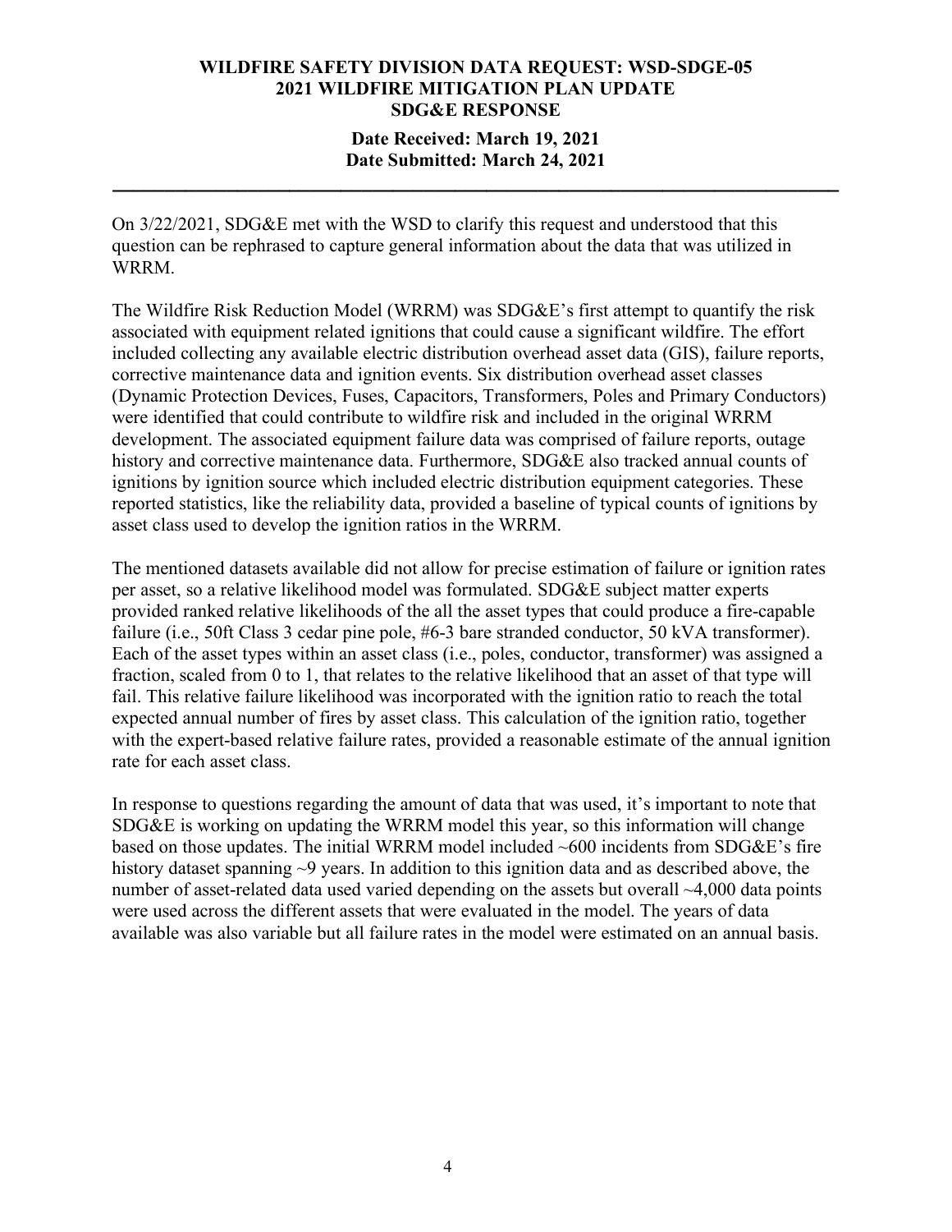**WILDFIRE SAFETY DIVISION DATA REQUEST: WSD-SDGE-05**
**2021 WILDFIRE MITIGATION PLAN UPDATE**
**SDG&E RESPONSE**

**Date Received: March 19, 2021**
**Date Submitted: March 24, 2021**

---

On 3/22/2021, SDG&E met with the WSD to clarify this request and understood that this question can be rephrased to capture general information about the data that was utilized in WRRM.

The Wildfire Risk Reduction Model (WRRM) was SDG&E's first attempt to quantify the risk associated with equipment related ignitions that could cause a significant wildfire. The effort included collecting any available electric distribution overhead asset data (GIS), failure reports, corrective maintenance data and ignition events. Six distribution overhead asset classes (Dynamic Protection Devices, Fuses, Capacitors, Transformers, Poles and Primary Conductors) were identified that could contribute to wildfire risk and included in the original WRRM development. The associated equipment failure data was comprised of failure reports, outage history and corrective maintenance data. Furthermore, SDG&E also tracked annual counts of ignitions by ignition source which included electric distribution equipment categories. These reported statistics, like the reliability data, provided a baseline of typical counts of ignitions by asset class used to develop the ignition ratios in the WRRM.

The mentioned datasets available did not allow for precise estimation of failure or ignition rates per asset, so a relative likelihood model was formulated. SDG&E subject matter experts provided ranked relative likelihoods of the all the asset types that could produce a fire-capable failure (i.e., 50ft Class 3 cedar pine pole, #6-3 bare stranded conductor, 50 kVA transformer). Each of the asset types within an asset class (i.e., poles, conductor, transformer) was assigned a fraction, scaled from 0 to 1, that relates to the relative likelihood that an asset of that type will fail. This relative failure likelihood was incorporated with the ignition ratio to reach the total expected annual number of fires by asset class. This calculation of the ignition ratio, together with the expert-based relative failure rates, provided a reasonable estimate of the annual ignition rate for each asset class.

In response to questions regarding the amount of data that was used, it's important to note that SDG&E is working on updating the WRRM model this year, so this information will change based on those updates. The initial WRRM model included ~600 incidents from SDG&E's fire history dataset spanning ~9 years. In addition to this ignition data and as described above, the number of asset-related data used varied depending on the assets but overall ~4,000 data points were used across the different assets that were evaluated in the model. The years of data available was also variable but all failure rates in the model were estimated on an annual basis.